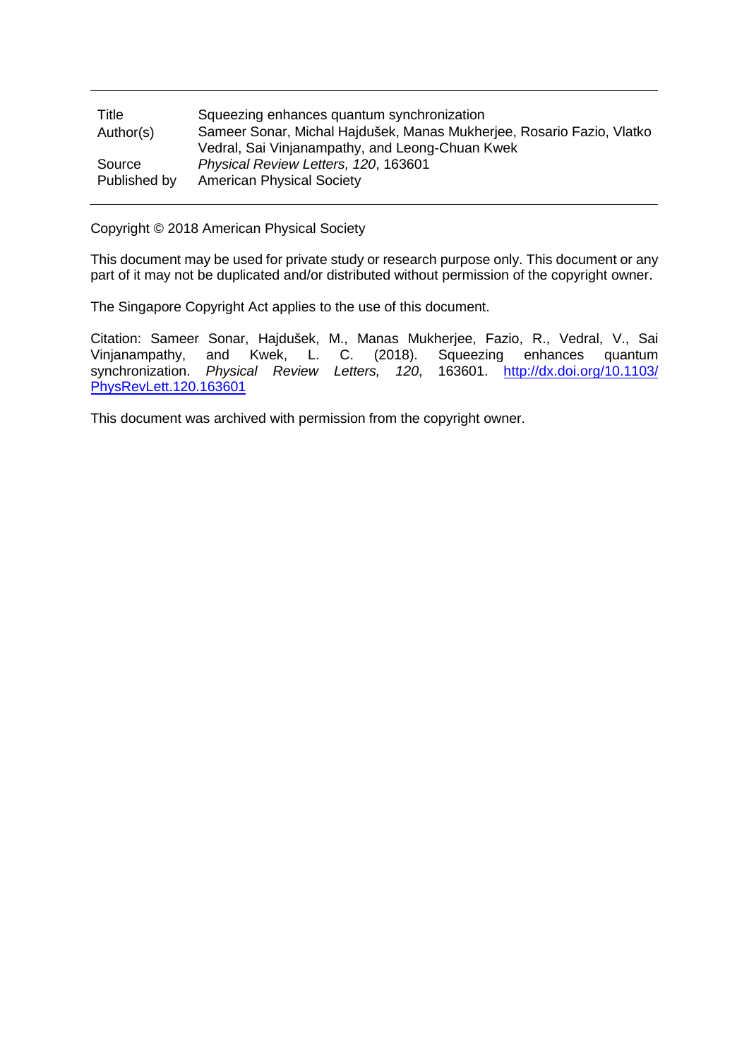| | |
|---|---|
| Title | Squeezing enhances quantum synchronization |
| Author(s) | Sameer Sonar, Michal Hajdušek, Manas Mukherjee, Rosario Fazio, Vlatko Vedral, Sai Vinjanampathy, and Leong-Chuan Kwek |
| Source | *Physical Review Letters, 120*, 163601 |
| Published by | American Physical Society |

Copyright © 2018 American Physical Society

This document may be used for private study or research purpose only. This document or any part of it may not be duplicated and/or distributed without permission of the copyright owner.

The Singapore Copyright Act applies to the use of this document.

Citation: Sameer Sonar, Hajdušek, M., Manas Mukherjee, Fazio, R., Vedral, V., Sai Vinjanampathy, and Kwek, L. C. (2018). Squeezing enhances quantum synchronization. *Physical Review Letters, 120*, 163601. http://dx.doi.org/10.1103/PhysRevLett.120.163601

This document was archived with permission from the copyright owner.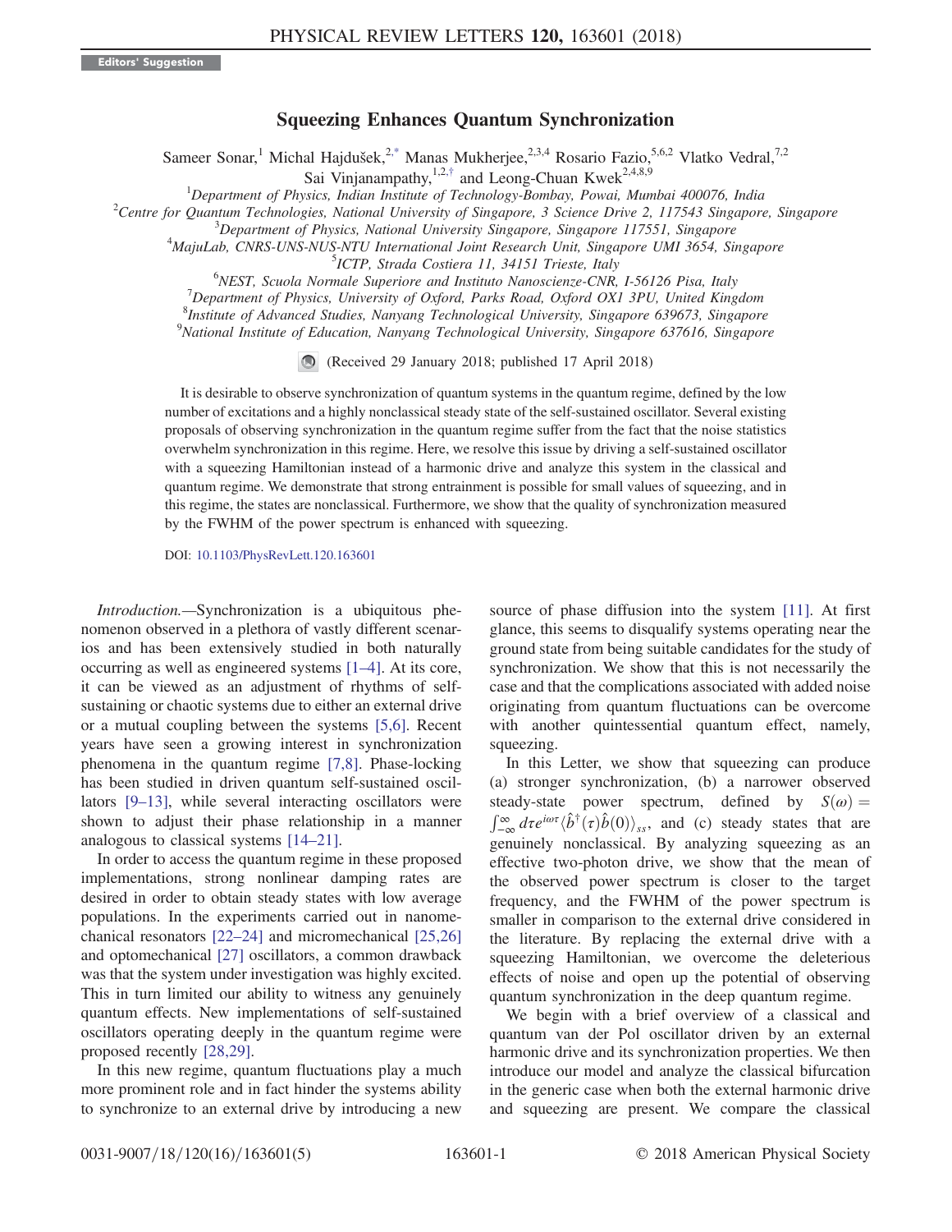# Squeezing Enhances Quantum Synchronization

Sameer Sonar,[1] Michal Hajdušek,[2,*] Manas Mukherjee,[2,3,4] Rosario Fazio,[5,6,2] Vlatko Vedral,[7,2] Sai Vinjanampathy,[1,2,†] and Leong-Chuan Kwek[2,4,8,9]

[1]Department of Physics, Indian Institute of Technology-Bombay, Powai, Mumbai 400076, India
[2]Centre for Quantum Technologies, National University of Singapore, 3 Science Drive 2, 117543 Singapore, Singapore
[3]Department of Physics, National University Singapore, Singapore 117551, Singapore
[4]MajuLab, CNRS-UNS-NUS-NTU International Joint Research Unit, Singapore UMI 3654, Singapore
[5]ICTP, Strada Costiera 11, 34151 Trieste, Italy
[6]NEST, Scuola Normale Superiore and Instituto Nanoscienze-CNR, I-56126 Pisa, Italy
[7]Department of Physics, University of Oxford, Parks Road, Oxford OX1 3PU, United Kingdom
[8]Institute of Advanced Studies, Nanyang Technological University, Singapore 639673, Singapore
[9]National Institute of Education, Nanyang Technological University, Singapore 637616, Singapore

(Received 29 January 2018; published 17 April 2018)

It is desirable to observe synchronization of quantum systems in the quantum regime, defined by the low number of excitations and a highly nonclassical steady state of the self-sustained oscillator. Several existing proposals of observing synchronization in the quantum regime suffer from the fact that the noise statistics overwhelm synchronization in this regime. Here, we resolve this issue by driving a self-sustained oscillator with a squeezing Hamiltonian instead of a harmonic drive and analyze this system in the classical and quantum regime. We demonstrate that strong entrainment is possible for small values of squeezing, and in this regime, the states are nonclassical. Furthermore, we show that the quality of synchronization measured by the FWHM of the power spectrum is enhanced with squeezing.

DOI: 10.1103/PhysRevLett.120.163601

*Introduction.*—Synchronization is a ubiquitous phenomenon observed in a plethora of vastly different scenarios and has been extensively studied in both naturally occurring as well as engineered systems [1–4]. At its core, it can be viewed as an adjustment of rhythms of self-sustaining or chaotic systems due to either an external drive or a mutual coupling between the systems [5,6]. Recent years have seen a growing interest in synchronization phenomena in the quantum regime [7,8]. Phase-locking has been studied in driven quantum self-sustained oscillators [9–13], while several interacting oscillators were shown to adjust their phase relationship in a manner analogous to classical systems [14–21].

In order to access the quantum regime in these proposed implementations, strong nonlinear damping rates are desired in order to obtain steady states with low average populations. In the experiments carried out in nanomechanical resonators [22–24] and micromechanical [25,26] and optomechanical [27] oscillators, a common drawback was that the system under investigation was highly excited. This in turn limited our ability to witness any genuinely quantum effects. New implementations of self-sustained oscillators operating deeply in the quantum regime were proposed recently [28,29].

In this new regime, quantum fluctuations play a much more prominent role and in fact hinder the systems ability to synchronize to an external drive by introducing a new source of phase diffusion into the system [11]. At first glance, this seems to disqualify systems operating near the ground state from being suitable candidates for the study of synchronization. We show that this is not necessarily the case and that the complications associated with added noise originating from quantum fluctuations can be overcome with another quintessential quantum effect, namely, squeezing.

In this Letter, we show that squeezing can produce (a) stronger synchronization, (b) a narrower observed steady-state power spectrum, defined by $S(\omega) = \int_{-\infty}^{\infty} d\tau e^{i\omega\tau} \langle \hat{b}^{\dagger}(\tau)\hat{b}(0)\rangle_{ss}$, and (c) steady states that are genuinely nonclassical. By analyzing squeezing as an effective two-photon drive, we show that the mean of the observed power spectrum is closer to the target frequency, and the FWHM of the power spectrum is smaller in comparison to the external drive considered in the literature. By replacing the external drive with a squeezing Hamiltonian, we overcome the deleterious effects of noise and open up the potential of observing quantum synchronization in the deep quantum regime.

We begin with a brief overview of a classical and quantum van der Pol oscillator driven by an external harmonic drive and its synchronization properties. We then introduce our model and analyze the classical bifurcation in the generic case when both the external harmonic drive and squeezing are present. We compare the classical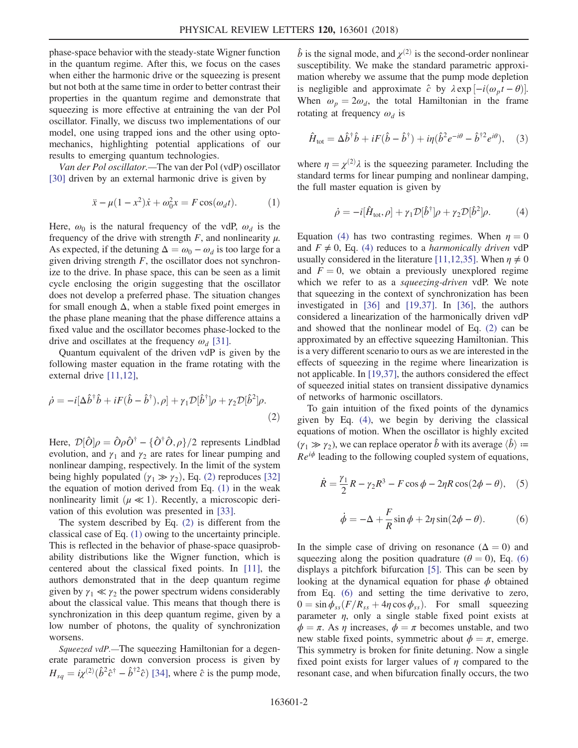phase-space behavior with the steady-state Wigner function in the quantum regime. After this, we focus on the cases when either the harmonic drive or the squeezing is present but not both at the same time in order to better contrast their properties in the quantum regime and demonstrate that squeezing is more effective at entraining the van der Pol oscillator. Finally, we discuss two implementations of our model, one using trapped ions and the other using optomechanics, highlighting potential applications of our results to emerging quantum technologies.

*Van der Pol oscillator.*—The van der Pol (vdP) oscillator [30] driven by an external harmonic drive is given by

$$\ddot{x} - \mu(1 - x^2)\dot{x} + \omega_0^2 x = F\cos(\omega_d t). \tag{1}$$

Here, $\omega_0$ is the natural frequency of the vdP, $\omega_d$ is the frequency of the drive with strength $F$, and nonlinearity $\mu$. As expected, if the detuning $\Delta = \omega_0 - \omega_d$ is too large for a given driving strength $F$, the oscillator does not synchronize to the drive. In phase space, this can be seen as a limit cycle enclosing the origin suggesting that the oscillator does not develop a preferred phase. The situation changes for small enough $\Delta$, when a stable fixed point emerges in the phase plane meaning that the phase difference attains a fixed value and the oscillator becomes phase-locked to the drive and oscillates at the frequency $\omega_d$ [31].

Quantum equivalent of the driven vdP is given by the following master equation in the frame rotating with the external drive [11,12],

$$\dot{\rho} = -i[\Delta\hat{b}^\dagger\hat{b} + iF(\hat{b} - \hat{b}^\dagger), \rho] + \gamma_1\mathcal{D}[\hat{b}^\dagger]\rho + \gamma_2\mathcal{D}[\hat{b}^2]\rho. \tag{2}$$

Here, $\mathcal{D}[\hat{O}]\rho = \hat{O}\rho\hat{O}^\dagger - \{\hat{O}^\dagger\hat{O}, \rho\}/2$ represents Lindblad evolution, and $\gamma_1$ and $\gamma_2$ are rates for linear pumping and nonlinear damping, respectively. In the limit of the system being highly populated ($\gamma_1 \gg \gamma_2$), Eq. (2) reproduces [32] the equation of motion derived from Eq. (1) in the weak nonlinearity limit ($\mu \ll 1$). Recently, a microscopic derivation of this evolution was presented in [33].

The system described by Eq. (2) is different from the classical case of Eq. (1) owing to the uncertainty principle. This is reflected in the behavior of phase-space quasiprobability distributions like the Wigner function, which is centered about the classical fixed points. In [11], the authors demonstrated that in the deep quantum regime given by $\gamma_1 \ll \gamma_2$ the power spectrum widens considerably about the classical value. This means that though there is synchronization in this deep quantum regime, given by a low number of photons, the quality of synchronization worsens.

*Squeezed vdP.*—The squeezing Hamiltonian for a degenerate parametric down conversion process is given by $H_{sq} = i\chi^{(2)}(\hat{b}^2\hat{c}^\dagger - \hat{b}^{\dagger 2}\hat{c})$ [34], where $\hat{c}$ is the pump mode, $\hat{b}$ is the signal mode, and $\chi^{(2)}$ is the second-order nonlinear susceptibility. We make the standard parametric approximation whereby we assume that the pump mode depletion is negligible and approximate $\hat{c}$ by $\lambda\exp[-i(\omega_p t - \theta)]$. When $\omega_p = 2\omega_d$, the total Hamiltonian in the frame rotating at frequency $\omega_d$ is

$$\hat{H}_{\text{tot}} = \Delta\hat{b}^\dagger\hat{b} + iF(\hat{b} - \hat{b}^\dagger) + i\eta(\hat{b}^2 e^{-i\theta} - \hat{b}^{\dagger 2}e^{i\theta}), \tag{3}$$

where $\eta = \chi^{(2)}\lambda$ is the squeezing parameter. Including the standard terms for linear pumping and nonlinear damping, the full master equation is given by

$$\dot{\rho} = -i[\hat{H}_{\text{tot}}, \rho] + \gamma_1\mathcal{D}[\hat{b}^\dagger]\rho + \gamma_2\mathcal{D}[\hat{b}^2]\rho. \tag{4}$$

Equation (4) has two contrasting regimes. When $\eta = 0$ and $F \neq 0$, Eq. (4) reduces to a *harmonically driven* vdP usually considered in the literature [11,12,35]. When $\eta \neq 0$ and $F = 0$, we obtain a previously unexplored regime which we refer to as a *squeezing-driven* vdP. We note that squeezing in the context of synchronization has been investigated in [36] and [19,37]. In [36], the authors considered a linearization of the harmonically driven vdP and showed that the nonlinear model of Eq. (2) can be approximated by an effective squeezing Hamiltonian. This is a very different scenario to ours as we are interested in the effects of squeezing in the regime where linearization is not applicable. In [19,37], the authors considered the effect of squeezed initial states on transient dissipative dynamics of networks of harmonic oscillators.

To gain intuition of the fixed points of the dynamics given by Eq. (4), we begin by deriving the classical equations of motion. When the oscillator is highly excited ($\gamma_1 \gg \gamma_2$), we can replace operator $\hat{b}$ with its average $\langle\hat{b}\rangle \coloneqq Re^{i\phi}$ leading to the following coupled system of equations,

$$\dot{R} = \frac{\gamma_1}{2}R - \gamma_2 R^3 - F\cos\phi - 2\eta R\cos(2\phi - \theta), \tag{5}$$

$$\dot{\phi} = -\Delta + \frac{F}{R}\sin\phi + 2\eta\sin(2\phi - \theta). \tag{6}$$

In the simple case of driving on resonance ($\Delta = 0$) and squeezing along the position quadrature ($\theta = 0$), Eq. (6) displays a pitchfork bifurcation [5]. This can be seen by looking at the dynamical equation for phase $\phi$ obtained from Eq. (6) and setting the time derivative to zero, $0 = \sin\phi_{ss}(F/R_{ss} + 4\eta\cos\phi_{ss})$. For small squeezing parameter $\eta$, only a single stable fixed point exists at $\phi = \pi$. As $\eta$ increases, $\phi = \pi$ becomes unstable, and two new stable fixed points, symmetric about $\phi = \pi$, emerge. This symmetry is broken for finite detuning. Now a single fixed point exists for larger values of $\eta$ compared to the resonant case, and when bifurcation finally occurs, the two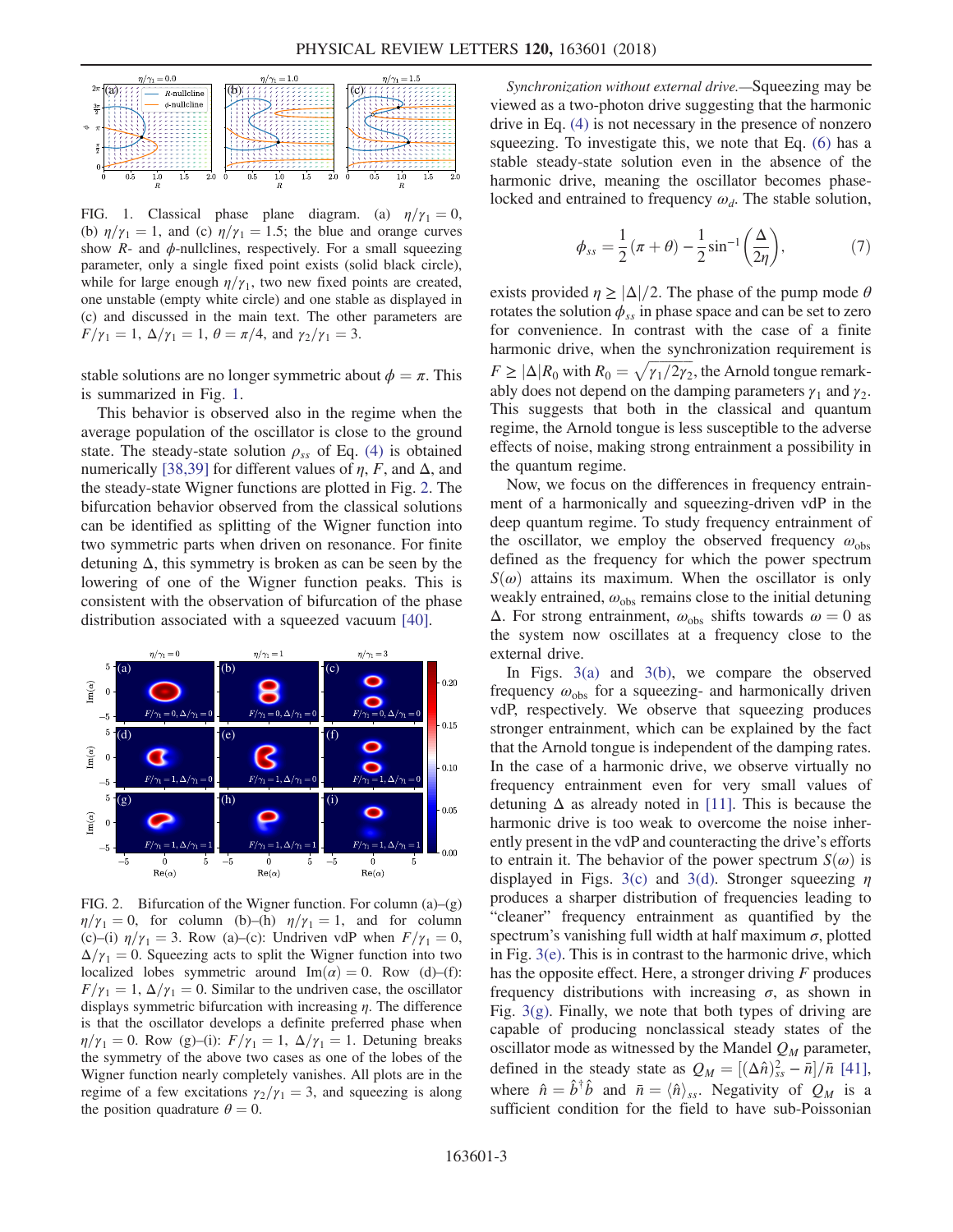FIG. 1. Classical phase plane diagram. (a) $\eta/\gamma_1 = 0$, (b) $\eta/\gamma_1 = 1$, and (c) $\eta/\gamma_1 = 1.5$; the blue and orange curves show $R$- and $\phi$-nullclines, respectively. For a small squeezing parameter, only a single fixed point exists (solid black circle), while for large enough $\eta/\gamma_1$, two new fixed points are created, one unstable (empty white circle) and one stable as displayed in (c) and discussed in the main text. The other parameters are $F/\gamma_1 = 1$, $\Delta/\gamma_1 = 1$, $\theta = \pi/4$, and $\gamma_2/\gamma_1 = 3$.

stable solutions are no longer symmetric about $\phi = \pi$. This is summarized in Fig. 1.

This behavior is observed also in the regime when the average population of the oscillator is close to the ground state. The steady-state solution $\rho_{ss}$ of Eq. (4) is obtained numerically [38,39] for different values of $\eta$, $F$, and $\Delta$, and the steady-state Wigner functions are plotted in Fig. 2. The bifurcation behavior observed from the classical solutions can be identified as splitting of the Wigner function into two symmetric parts when driven on resonance. For finite detuning $\Delta$, this symmetry is broken as can be seen by the lowering of one of the Wigner function peaks. This is consistent with the observation of bifurcation of the phase distribution associated with a squeezed vacuum [40].

FIG. 2. Bifurcation of the Wigner function. For column (a)–(g) $\eta/\gamma_1 = 0$, for column (b)–(h) $\eta/\gamma_1 = 1$, and for column (c)–(i) $\eta/\gamma_1 = 3$. Row (a)–(c): Undriven vdP when $F/\gamma_1 = 0$, $\Delta/\gamma_1 = 0$. Squeezing acts to split the Wigner function into two localized lobes symmetric around $\mathrm{Im}(\alpha) = 0$. Row (d)–(f): $F/\gamma_1 = 1$, $\Delta/\gamma_1 = 0$. Similar to the undriven case, the oscillator displays symmetric bifurcation with increasing $\eta$. The difference is that the oscillator develops a definite preferred phase when $\eta/\gamma_1 = 0$. Row (g)–(i): $F/\gamma_1 = 1$, $\Delta/\gamma_1 = 1$. Detuning breaks the symmetry of the above two cases as one of the lobes of the Wigner function nearly completely vanishes. All plots are in the regime of a few excitations $\gamma_2/\gamma_1 = 3$, and squeezing is along the position quadrature $\theta = 0$.

*Synchronization without external drive.*—Squeezing may be viewed as a two-photon drive suggesting that the harmonic drive in Eq. (4) is not necessary in the presence of nonzero squeezing. To investigate this, we note that Eq. (6) has a stable steady-state solution even in the absence of the harmonic drive, meaning the oscillator becomes phase-locked and entrained to frequency $\omega_d$. The stable solution,

$$\phi_{ss} = \frac{1}{2}(\pi + \theta) - \frac{1}{2}\sin^{-1}\left(\frac{\Delta}{2\eta}\right), \tag{7}$$

exists provided $\eta \geq |\Delta|/2$. The phase of the pump mode $\theta$ rotates the solution $\phi_{ss}$ in phase space and can be set to zero for convenience. In contrast with the case of a finite harmonic drive, when the synchronization requirement is $F \geq |\Delta| R_0$ with $R_0 = \sqrt{\gamma_1/2\gamma_2}$, the Arnold tongue remarkably does not depend on the damping parameters $\gamma_1$ and $\gamma_2$. This suggests that both in the classical and quantum regime, the Arnold tongue is less susceptible to the adverse effects of noise, making strong entrainment a possibility in the quantum regime.

Now, we focus on the differences in frequency entrainment of a harmonically and squeezing-driven vdP in the deep quantum regime. To study frequency entrainment of the oscillator, we employ the observed frequency $\omega_{\text{obs}}$ defined as the frequency for which the power spectrum $S(\omega)$ attains its maximum. When the oscillator is only weakly entrained, $\omega_{\text{obs}}$ remains close to the initial detuning $\Delta$. For strong entrainment, $\omega_{\text{obs}}$ shifts towards $\omega = 0$ as the system now oscillates at a frequency close to the external drive.

In Figs. 3(a) and 3(b), we compare the observed frequency $\omega_{\text{obs}}$ for a squeezing- and harmonically driven vdP, respectively. We observe that squeezing produces stronger entrainment, which can be explained by the fact that the Arnold tongue is independent of the damping rates. In the case of a harmonic drive, we observe virtually no frequency entrainment even for very small values of detuning $\Delta$ as already noted in [11]. This is because the harmonic drive is too weak to overcome the noise inherently present in the vdP and counteracting the drive's efforts to entrain it. The behavior of the power spectrum $S(\omega)$ is displayed in Figs. 3(c) and 3(d). Stronger squeezing $\eta$ produces a sharper distribution of frequencies leading to "cleaner" frequency entrainment as quantified by the spectrum's vanishing full width at half maximum $\sigma$, plotted in Fig. 3(e). This is in contrast to the harmonic drive, which has the opposite effect. Here, a stronger driving $F$ produces frequency distributions with increasing $\sigma$, as shown in Fig. 3(g). Finally, we note that both types of driving are capable of producing nonclassical steady states of the oscillator mode as witnessed by the Mandel $Q_M$ parameter, defined in the steady state as $Q_M = [(\Delta\hat{n})^2_{ss} - \bar{n}]/\bar{n}$ [41], where $\hat{n} = \hat{b}^\dagger \hat{b}$ and $\bar{n} = \langle \hat{n} \rangle_{ss}$. Negativity of $Q_M$ is a sufficient condition for the field to have sub-Poissonian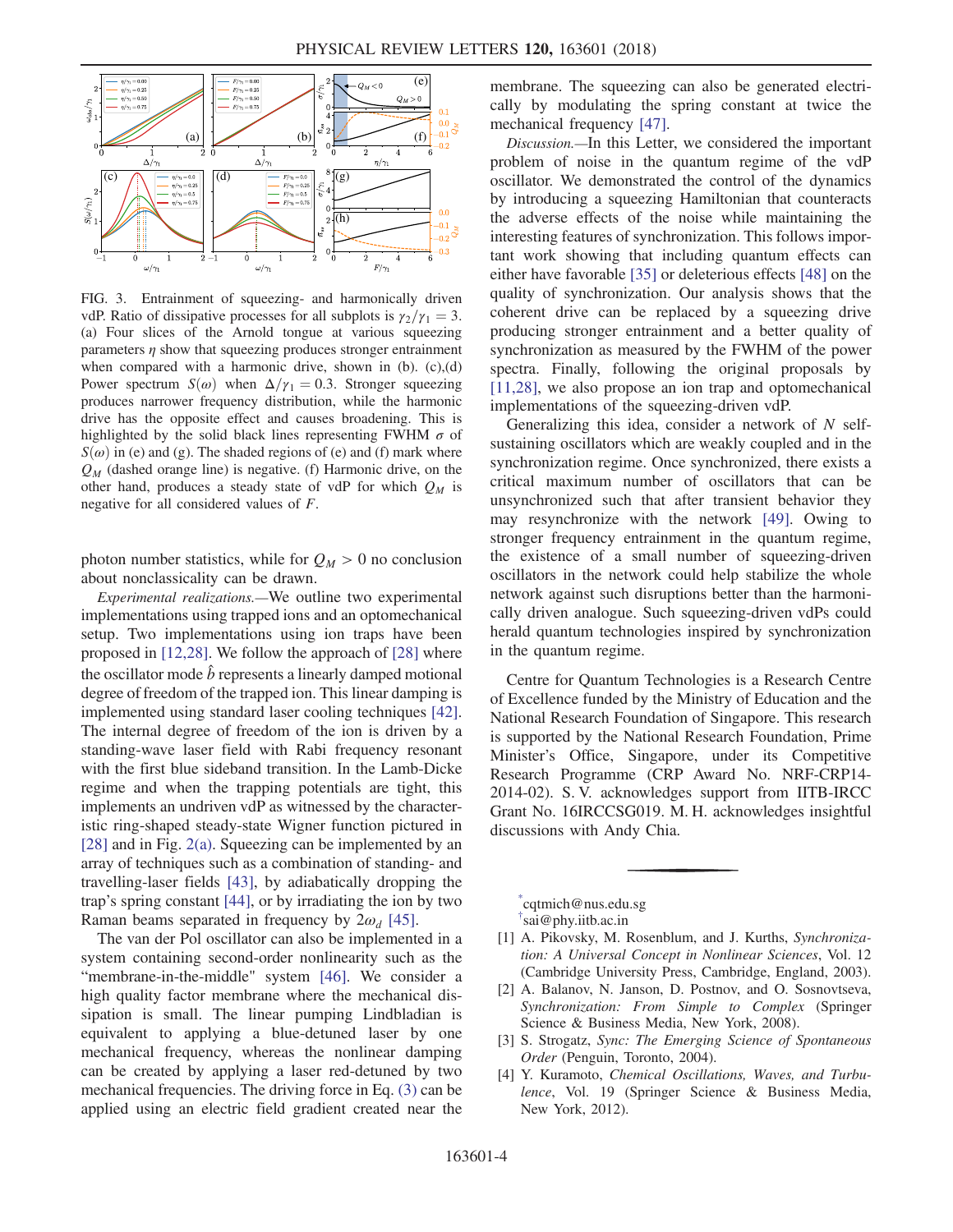FIG. 3. Entrainment of squeezing- and harmonically driven vdP. Ratio of dissipative processes for all subplots is $\gamma_2/\gamma_1 = 3$. (a) Four slices of the Arnold tongue at various squeezing parameters $\eta$ show that squeezing produces stronger entrainment when compared with a harmonic drive, shown in (b). (c),(d) Power spectrum $S(\omega)$ when $\Delta/\gamma_1 = 0.3$. Stronger squeezing produces narrower frequency distribution, while the harmonic drive has the opposite effect and causes broadening. This is highlighted by the solid black lines representing FWHM $\sigma$ of $S(\omega)$ in (e) and (g). The shaded regions of (e) and (f) mark where $Q_M$ (dashed orange line) is negative. (f) Harmonic drive, on the other hand, produces a steady state of vdP for which $Q_M$ is negative for all considered values of $F$.

photon number statistics, while for $Q_M > 0$ no conclusion about nonclassicality can be drawn.

*Experimental realizations.*—We outline two experimental implementations using trapped ions and an optomechanical setup. Two implementations using ion traps have been proposed in [12,28]. We follow the approach of [28] where the oscillator mode $\hat{b}$ represents a linearly damped motional degree of freedom of the trapped ion. This linear damping is implemented using standard laser cooling techniques [42]. The internal degree of freedom of the ion is driven by a standing-wave laser field with Rabi frequency resonant with the first blue sideband transition. In the Lamb-Dicke regime and when the trapping potentials are tight, this implements an undriven vdP as witnessed by the characteristic ring-shaped steady-state Wigner function pictured in [28] and in Fig. 2(a). Squeezing can be implemented by an array of techniques such as a combination of standing- and travelling-laser fields [43], by adiabatically dropping the trap's spring constant [44], or by irradiating the ion by two Raman beams separated in frequency by $2\omega_d$ [45].

The van der Pol oscillator can also be implemented in a system containing second-order nonlinearity such as the "membrane-in-the-middle" system [46]. We consider a high quality factor membrane where the mechanical dissipation is small. The linear pumping Lindbladian is equivalent to applying a blue-detuned laser by one mechanical frequency, whereas the nonlinear damping can be created by applying a laser red-detuned by two mechanical frequencies. The driving force in Eq. (3) can be applied using an electric field gradient created near the membrane. The squeezing can also be generated electrically by modulating the spring constant at twice the mechanical frequency [47].

*Discussion.*—In this Letter, we considered the important problem of noise in the quantum regime of the vdP oscillator. We demonstrated the control of the dynamics by introducing a squeezing Hamiltonian that counteracts the adverse effects of the noise while maintaining the interesting features of synchronization. This follows important work showing that including quantum effects can either have favorable [35] or deleterious effects [48] on the quality of synchronization. Our analysis shows that the coherent drive can be replaced by a squeezing drive producing stronger entrainment and a better quality of synchronization as measured by the FWHM of the power spectra. Finally, following the original proposals by [11,28], we also propose an ion trap and optomechanical implementations of the squeezing-driven vdP.

Generalizing this idea, consider a network of $N$ self-sustaining oscillators which are weakly coupled and in the synchronization regime. Once synchronized, there exists a critical maximum number of oscillators that can be unsynchronized such that after transient behavior they may resynchronize with the network [49]. Owing to stronger frequency entrainment in the quantum regime, the existence of a small number of squeezing-driven oscillators in the network could help stabilize the whole network against such disruptions better than the harmonically driven analogue. Such squeezing-driven vdPs could herald quantum technologies inspired by synchronization in the quantum regime.

Centre for Quantum Technologies is a Research Centre of Excellence funded by the Ministry of Education and the National Research Foundation of Singapore. This research is supported by the National Research Foundation, Prime Minister's Office, Singapore, under its Competitive Research Programme (CRP Award No. NRF-CRP14-2014-02). S. V. acknowledges support from IITB-IRCC Grant No. 16IRCCSG019. M. H. acknowledges insightful discussions with Andy Chia.

[*] cqtmich@nus.edu.sg
[†] sai@phy.iitb.ac.in

[1] A. Pikovsky, M. Rosenblum, and J. Kurths, *Synchronization: A Universal Concept in Nonlinear Sciences*, Vol. 12 (Cambridge University Press, Cambridge, England, 2003).
[2] A. Balanov, N. Janson, D. Postnov, and O. Sosnovtseva, *Synchronization: From Simple to Complex* (Springer Science & Business Media, New York, 2008).
[3] S. Strogatz, *Sync: The Emerging Science of Spontaneous Order* (Penguin, Toronto, 2004).
[4] Y. Kuramoto, *Chemical Oscillations, Waves, and Turbulence*, Vol. 19 (Springer Science & Business Media, New York, 2012).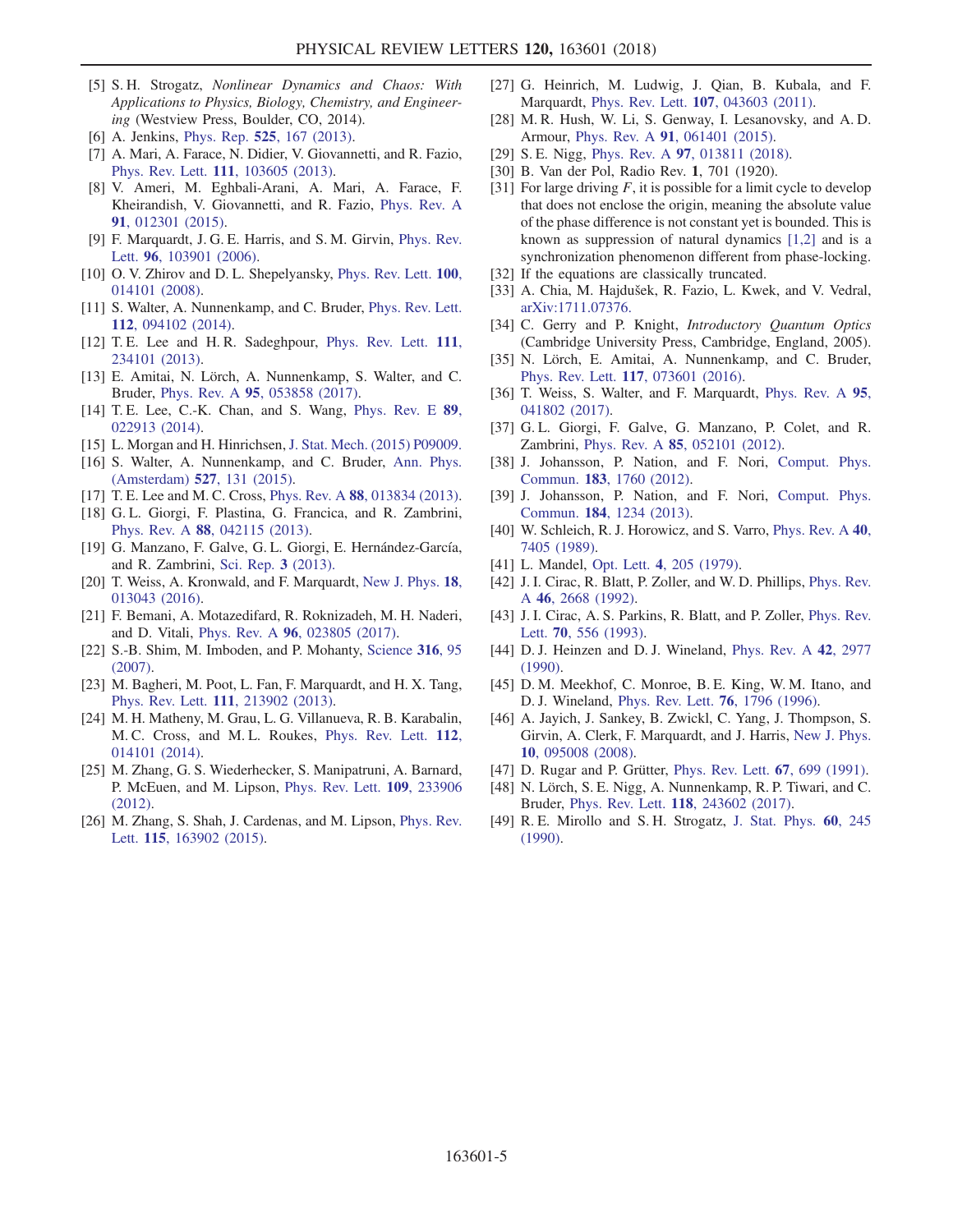[5] S. H. Strogatz, *Nonlinear Dynamics and Chaos: With Applications to Physics, Biology, Chemistry, and Engineering* (Westview Press, Boulder, CO, 2014).

[6] A. Jenkins, Phys. Rep. **525**, 167 (2013).

[7] A. Mari, A. Farace, N. Didier, V. Giovannetti, and R. Fazio, Phys. Rev. Lett. **111**, 103605 (2013).

[8] V. Ameri, M. Eghbali-Arani, A. Mari, A. Farace, F. Kheirandish, V. Giovannetti, and R. Fazio, Phys. Rev. A **91**, 012301 (2015).

[9] F. Marquardt, J. G. E. Harris, and S. M. Girvin, Phys. Rev. Lett. **96**, 103901 (2006).

[10] O. V. Zhirov and D. L. Shepelyansky, Phys. Rev. Lett. **100**, 014101 (2008).

[11] S. Walter, A. Nunnenkamp, and C. Bruder, Phys. Rev. Lett. **112**, 094102 (2014).

[12] T. E. Lee and H. R. Sadeghpour, Phys. Rev. Lett. **111**, 234101 (2013).

[13] E. Amitai, N. Lörch, A. Nunnenkamp, S. Walter, and C. Bruder, Phys. Rev. A **95**, 053858 (2017).

[14] T. E. Lee, C.-K. Chan, and S. Wang, Phys. Rev. E **89**, 022913 (2014).

[15] L. Morgan and H. Hinrichsen, J. Stat. Mech. (2015) P09009.

[16] S. Walter, A. Nunnenkamp, and C. Bruder, Ann. Phys. (Amsterdam) **527**, 131 (2015).

[17] T. E. Lee and M. C. Cross, Phys. Rev. A **88**, 013834 (2013).

[18] G. L. Giorgi, F. Plastina, G. Francica, and R. Zambrini, Phys. Rev. A **88**, 042115 (2013).

[19] G. Manzano, F. Galve, G. L. Giorgi, E. Hernández-García, and R. Zambrini, Sci. Rep. **3** (2013).

[20] T. Weiss, A. Kronwald, and F. Marquardt, New J. Phys. **18**, 013043 (2016).

[21] F. Bemani, A. Motazedifard, R. Roknizadeh, M. H. Naderi, and D. Vitali, Phys. Rev. A **96**, 023805 (2017).

[22] S.-B. Shim, M. Imboden, and P. Mohanty, Science **316**, 95 (2007).

[23] M. Bagheri, M. Poot, L. Fan, F. Marquardt, and H. X. Tang, Phys. Rev. Lett. **111**, 213902 (2013).

[24] M. H. Matheny, M. Grau, L. G. Villanueva, R. B. Karabalin, M. C. Cross, and M. L. Roukes, Phys. Rev. Lett. **112**, 014101 (2014).

[25] M. Zhang, G. S. Wiederhecker, S. Manipatruni, A. Barnard, P. McEuen, and M. Lipson, Phys. Rev. Lett. **109**, 233906 (2012).

[26] M. Zhang, S. Shah, J. Cardenas, and M. Lipson, Phys. Rev. Lett. **115**, 163902 (2015).

[27] G. Heinrich, M. Ludwig, J. Qian, B. Kubala, and F. Marquardt, Phys. Rev. Lett. **107**, 043603 (2011).

[28] M. R. Hush, W. Li, S. Genway, I. Lesanovsky, and A. D. Armour, Phys. Rev. A **91**, 061401 (2015).

[29] S. E. Nigg, Phys. Rev. A **97**, 013811 (2018).

[30] B. Van der Pol, Radio Rev. **1**, 701 (1920).

[31] For large driving $F$, it is possible for a limit cycle to develop that does not enclose the origin, meaning the absolute value of the phase difference is not constant yet is bounded. This is known as suppression of natural dynamics [1,2] and is a synchronization phenomenon different from phase-locking.

[32] If the equations are classically truncated.

[33] A. Chia, M. Hajdušek, R. Fazio, L. Kwek, and V. Vedral, arXiv:1711.07376.

[34] C. Gerry and P. Knight, *Introductory Quantum Optics* (Cambridge University Press, Cambridge, England, 2005).

[35] N. Lörch, E. Amitai, A. Nunnenkamp, and C. Bruder, Phys. Rev. Lett. **117**, 073601 (2016).

[36] T. Weiss, S. Walter, and F. Marquardt, Phys. Rev. A **95**, 041802 (2017).

[37] G. L. Giorgi, F. Galve, G. Manzano, P. Colet, and R. Zambrini, Phys. Rev. A **85**, 052101 (2012).

[38] J. Johansson, P. Nation, and F. Nori, Comput. Phys. Commun. **183**, 1760 (2012).

[39] J. Johansson, P. Nation, and F. Nori, Comput. Phys. Commun. **184**, 1234 (2013).

[40] W. Schleich, R. J. Horowicz, and S. Varro, Phys. Rev. A **40**, 7405 (1989).

[41] L. Mandel, Opt. Lett. **4**, 205 (1979).

[42] J. I. Cirac, R. Blatt, P. Zoller, and W. D. Phillips, Phys. Rev. A **46**, 2668 (1992).

[43] J. I. Cirac, A. S. Parkins, R. Blatt, and P. Zoller, Phys. Rev. Lett. **70**, 556 (1993).

[44] D. J. Heinzen and D. J. Wineland, Phys. Rev. A **42**, 2977 (1990).

[45] D. M. Meekhof, C. Monroe, B. E. King, W. M. Itano, and D. J. Wineland, Phys. Rev. Lett. **76**, 1796 (1996).

[46] A. Jayich, J. Sankey, B. Zwickl, C. Yang, J. Thompson, S. Girvin, A. Clerk, F. Marquardt, and J. Harris, New J. Phys. **10**, 095008 (2008).

[47] D. Rugar and P. Grütter, Phys. Rev. Lett. **67**, 699 (1991).

[48] N. Lörch, S. E. Nigg, A. Nunnenkamp, R. P. Tiwari, and C. Bruder, Phys. Rev. Lett. **118**, 243602 (2017).

[49] R. E. Mirollo and S. H. Strogatz, J. Stat. Phys. **60**, 245 (1990).